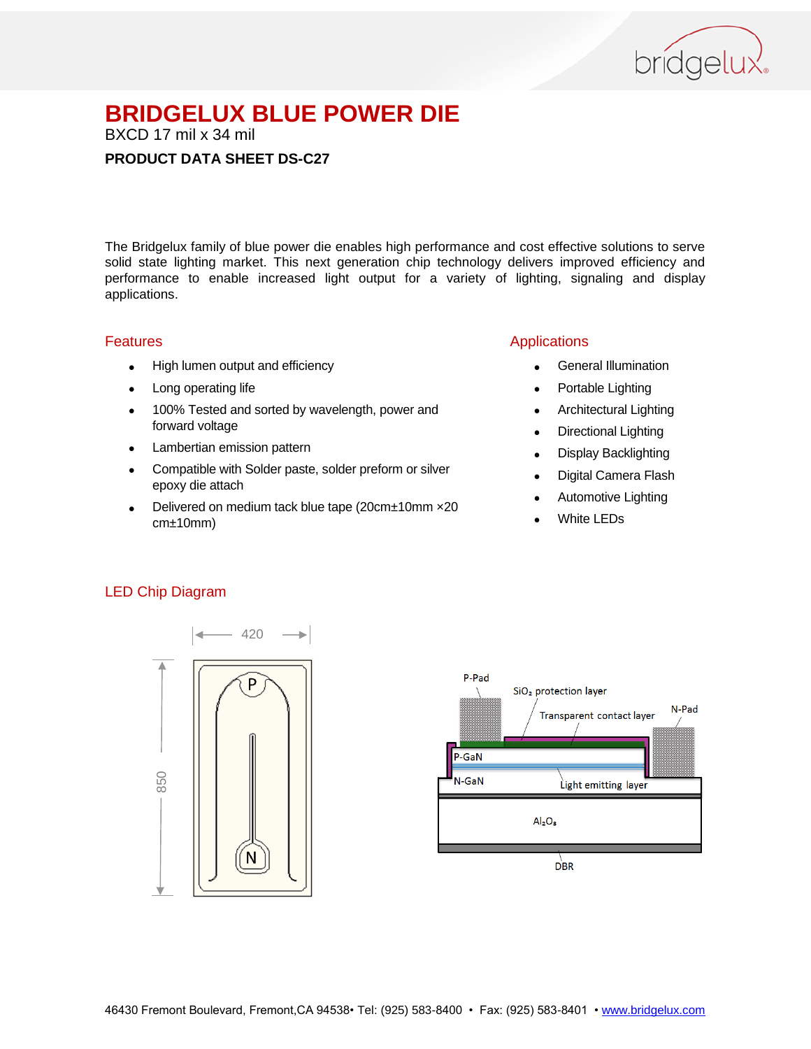# BRIDGELUX BLUE POWER DIE

BXCD 17 mil x 34 mil

**PRODUCT DATA SHEET DS-C27**

The Bridgelux family of blue power die enables high performance and cost effective solutions to serve solid state lighting market. This next generation chip technology delivers improved efficiency and performance to enable increased light output for a variety of lighting, signaling and display applications.

## Features

- High lumen output and efficiency
- Long operating life
- 100% Tested and sorted by wavelength, power and forward voltage
- Lambertian emission pattern
- Compatible with Solder paste, solder preform or silver epoxy die attach
- Delivered on medium tack blue tape (20cm±10mm ×20 cm±10mm)

## Applications

- General Illumination
- Portable Lighting
- Architectural Lighting
- Directional Lighting
- Display Backlighting
- Digital Camera Flash
- Automotive Lighting
- White LEDs

## LED Chip Diagram

420

850

P

N

P-Pad

$SiO_2$ protection layer

Transparent contact layer

N-Pad

P-GaN

N-GaN

Light emitting layer

$Al_2O_3$

DBR

46430 Fremont Boulevard, Fremont,CA 94538• Tel: (925) 583-8400 • Fax: (925) 583-8401 • www.bridgelux.com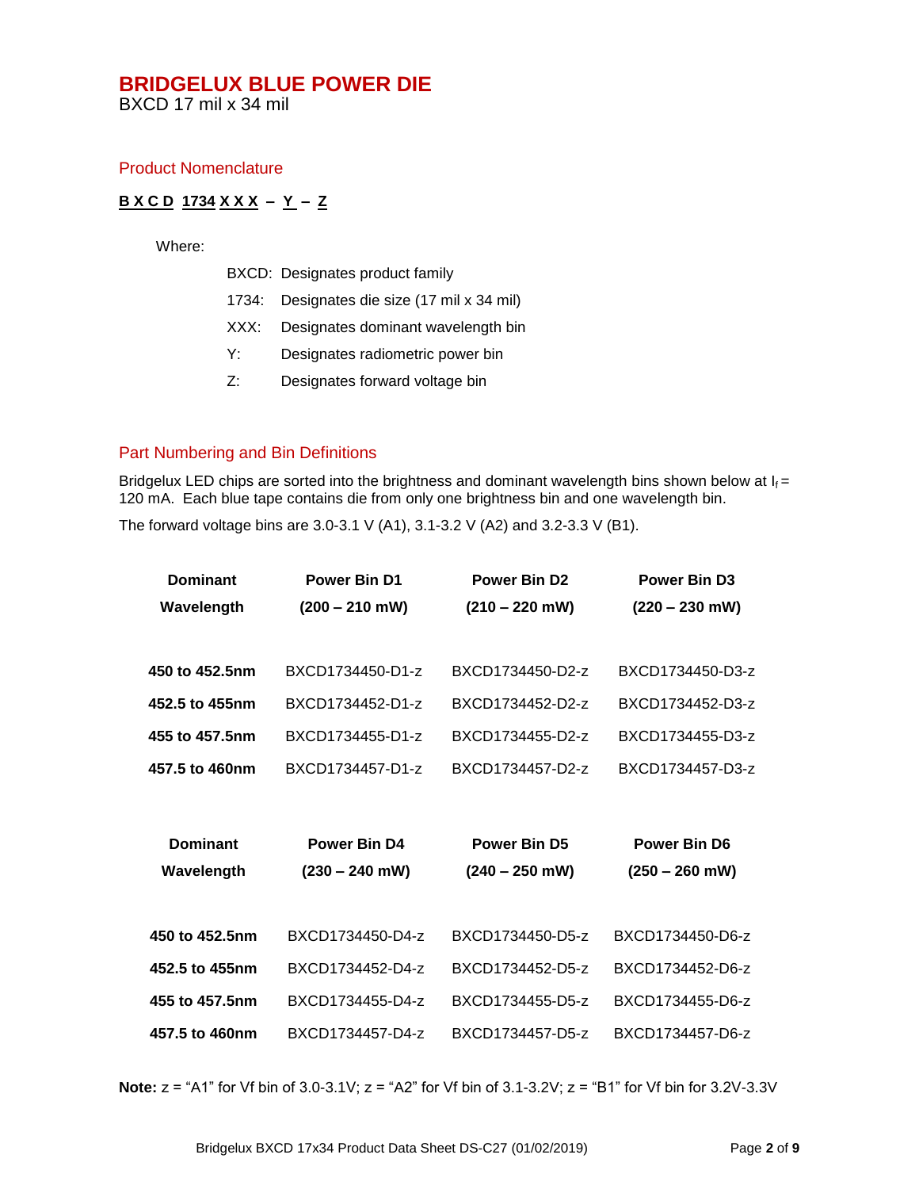# BRIDGELUX BLUE POWER DIE

BXCD 17 mil x 34 mil

## Product Nomenclature

**B X C D 1734 X X X – Y – Z**

Where:

- BXCD: Designates product family
- 1734: Designates die size (17 mil x 34 mil)
- XXX: Designates dominant wavelength bin
- Y: Designates radiometric power bin
- Z: Designates forward voltage bin

## Part Numbering and Bin Definitions

Bridgelux LED chips are sorted into the brightness and dominant wavelength bins shown below at $I_f$ = 120 mA. Each blue tape contains die from only one brightness bin and one wavelength bin.

The forward voltage bins are 3.0-3.1 V (A1), 3.1-3.2 V (A2) and 3.2-3.3 V (B1).

| Dominant Wavelength | Power Bin D1 (200 – 210 mW) | Power Bin D2 (210 – 220 mW) | Power Bin D3 (220 – 230 mW) |
|---|---|---|---|
| **450 to 452.5nm** | BXCD1734450-D1-z | BXCD1734450-D2-z | BXCD1734450-D3-z |
| **452.5 to 455nm** | BXCD1734452-D1-z | BXCD1734452-D2-z | BXCD1734452-D3-z |
| **455 to 457.5nm** | BXCD1734455-D1-z | BXCD1734455-D2-z | BXCD1734455-D3-z |
| **457.5 to 460nm** | BXCD1734457-D1-z | BXCD1734457-D2-z | BXCD1734457-D3-z |

| Dominant Wavelength | Power Bin D4 (230 – 240 mW) | Power Bin D5 (240 – 250 mW) | Power Bin D6 (250 – 260 mW) |
|---|---|---|---|
| **450 to 452.5nm** | BXCD1734450-D4-z | BXCD1734450-D5-z | BXCD1734450-D6-z |
| **452.5 to 455nm** | BXCD1734452-D4-z | BXCD1734452-D5-z | BXCD1734452-D6-z |
| **455 to 457.5nm** | BXCD1734455-D4-z | BXCD1734455-D5-z | BXCD1734455-D6-z |
| **457.5 to 460nm** | BXCD1734457-D4-z | BXCD1734457-D5-z | BXCD1734457-D6-z |

**Note:** z = “A1” for Vf bin of 3.0-3.1V; z = “A2” for Vf bin of 3.1-3.2V; z = “B1” for Vf bin for 3.2V-3.3V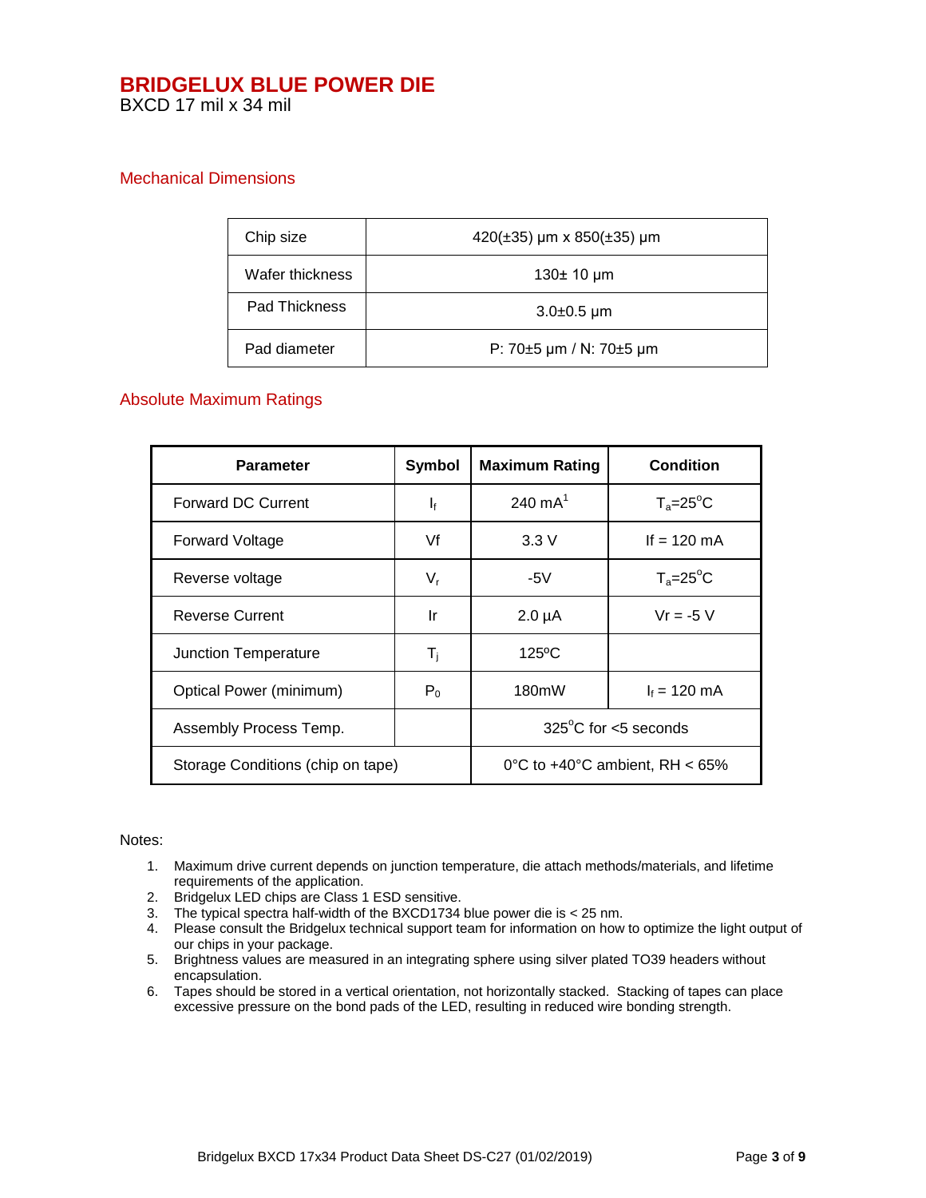# BRIDGELUX BLUE POWER DIE

BXCD 17 mil x 34 mil

## Mechanical Dimensions

| Chip size | 420(±35) µm x 850(±35) µm |
|---|---|
| Wafer thickness | 130± 10 µm |
| Pad Thickness | 3.0±0.5 µm |
| Pad diameter | P: 70±5 µm / N: 70±5 µm |

## Absolute Maximum Ratings

| Parameter | Symbol | Maximum Rating | Condition |
|---|---|---|---|
| Forward DC Current | $I_f$ | 240 mA[1] | $T_a$=25°C |
| Forward Voltage | Vf | 3.3 V | If = 120 mA |
| Reverse voltage | $V_r$ | -5V | $T_a$=25°C |
| Reverse Current | Ir | 2.0 µA | Vr = -5 V |
| Junction Temperature | $T_j$ | 125ºC | |
| Optical Power (minimum) | $P_0$ | 180mW | $I_f$ = 120 mA |
| Assembly Process Temp. | | 325°C for <5 seconds | |
| Storage Conditions (chip on tape) | | 0°C to +40°C ambient, RH < 65% | |

Notes:

1. Maximum drive current depends on junction temperature, die attach methods/materials, and lifetime requirements of the application.
2. Bridgelux LED chips are Class 1 ESD sensitive.
3. The typical spectra half-width of the BXCD1734 blue power die is < 25 nm.
4. Please consult the Bridgelux technical support team for information on how to optimize the light output of our chips in your package.
5. Brightness values are measured in an integrating sphere using silver plated TO39 headers without encapsulation.
6. Tapes should be stored in a vertical orientation, not horizontally stacked. Stacking of tapes can place excessive pressure on the bond pads of the LED, resulting in reduced wire bonding strength.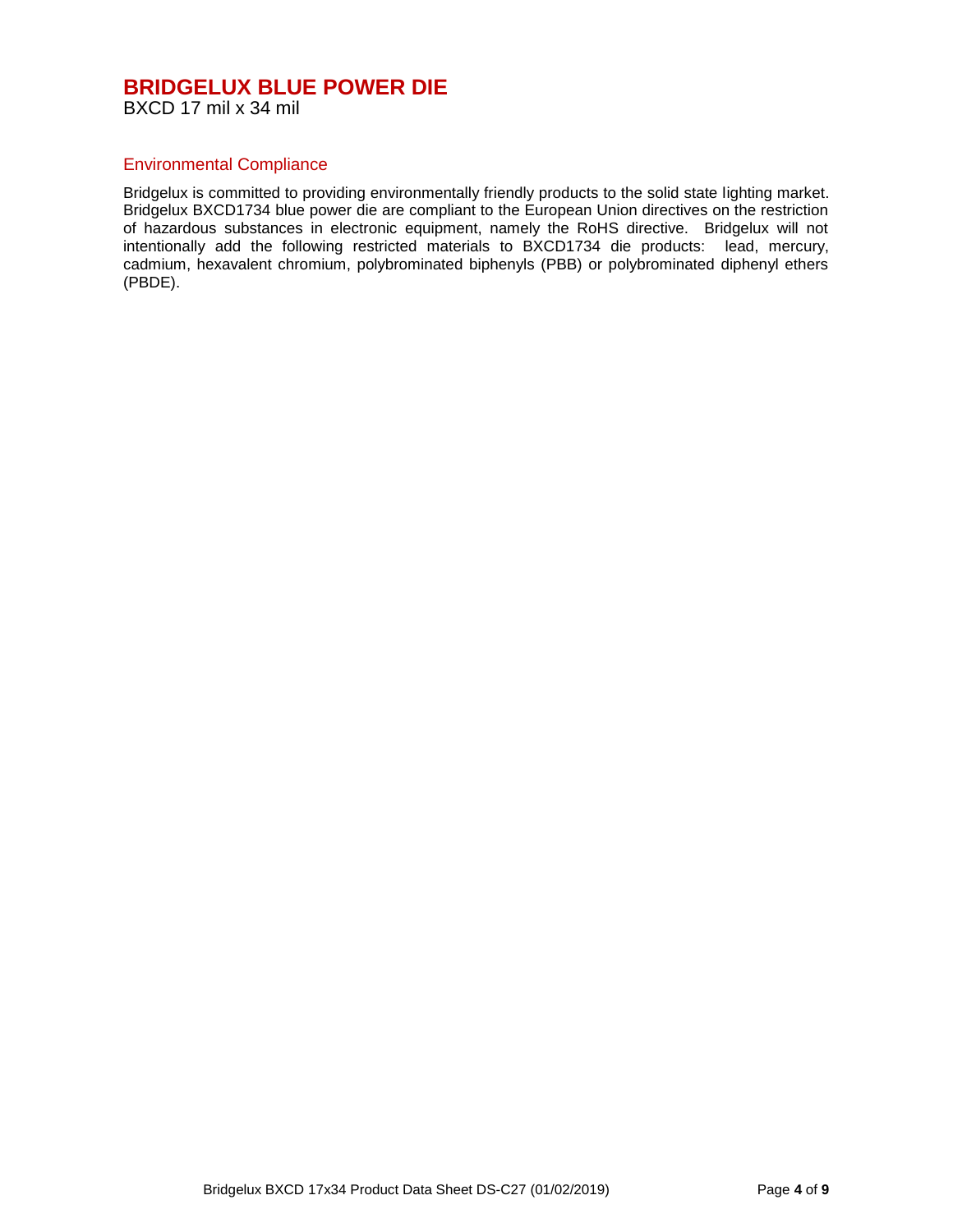# BRIDGELUX BLUE POWER DIE

BXCD 17 mil x 34 mil

## Environmental Compliance

Bridgelux is committed to providing environmentally friendly products to the solid state lighting market. Bridgelux BXCD1734 blue power die are compliant to the European Union directives on the restriction of hazardous substances in electronic equipment, namely the RoHS directive. Bridgelux will not intentionally add the following restricted materials to BXCD1734 die products: lead, mercury, cadmium, hexavalent chromium, polybrominated biphenyls (PBB) or polybrominated diphenyl ethers (PBDE).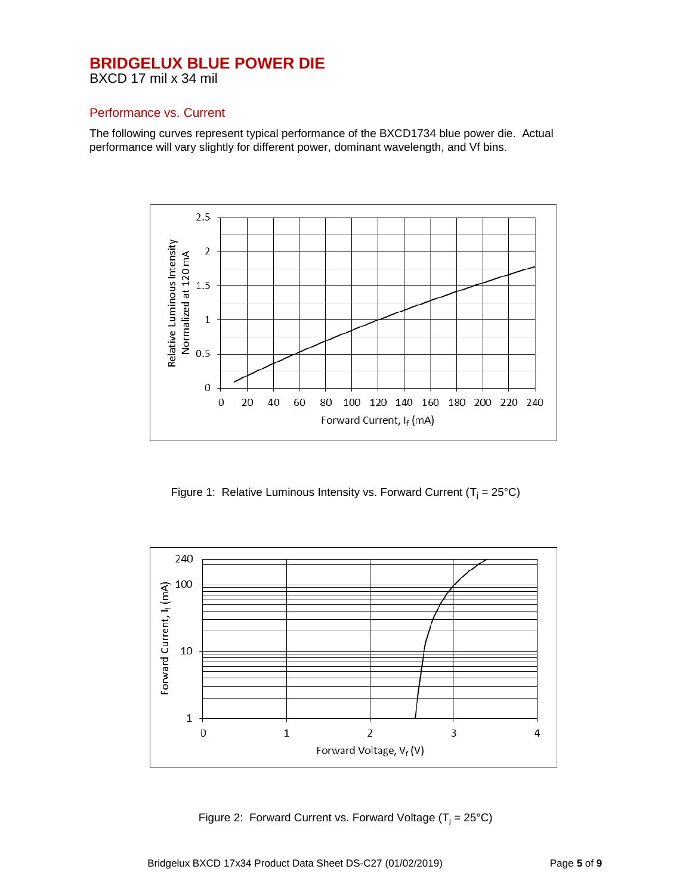# BRIDGELUX BLUE POWER DIE

BXCD 17 mil x 34 mil

## Performance vs. Current

The following curves represent typical performance of the BXCD1734 blue power die. Actual performance will vary slightly for different power, dominant wavelength, and Vf bins.

Figure 1: Relative Luminous Intensity vs. Forward Current ($T_j$ = 25°C)

Figure 2: Forward Current vs. Forward Voltage ($T_j$ = 25°C)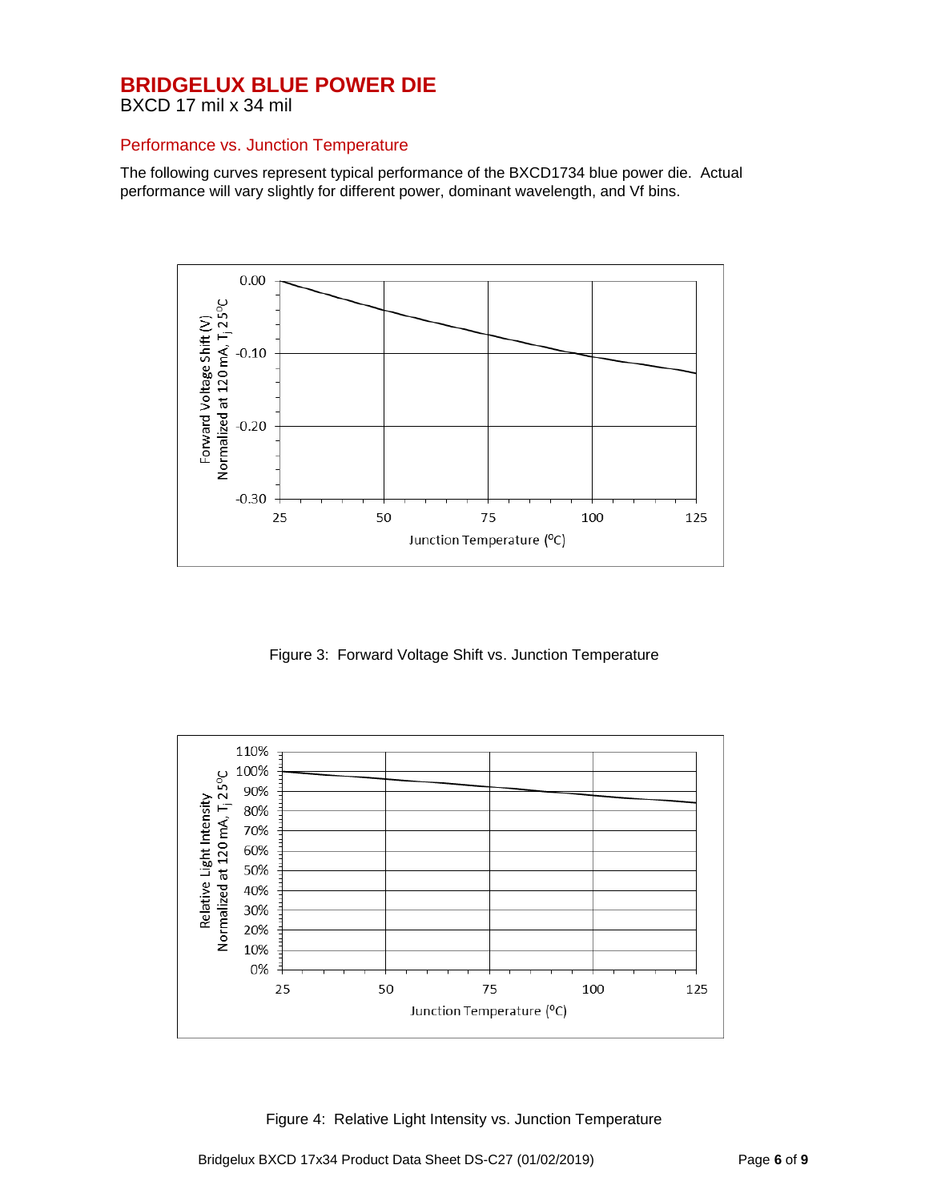# BRIDGELUX BLUE POWER DIE

BXCD 17 mil x 34 mil

## Performance vs. Junction Temperature

The following curves represent typical performance of the BXCD1734 blue power die. Actual performance will vary slightly for different power, dominant wavelength, and Vf bins.

Figure 3: Forward Voltage Shift vs. Junction Temperature

Figure 4: Relative Light Intensity vs. Junction Temperature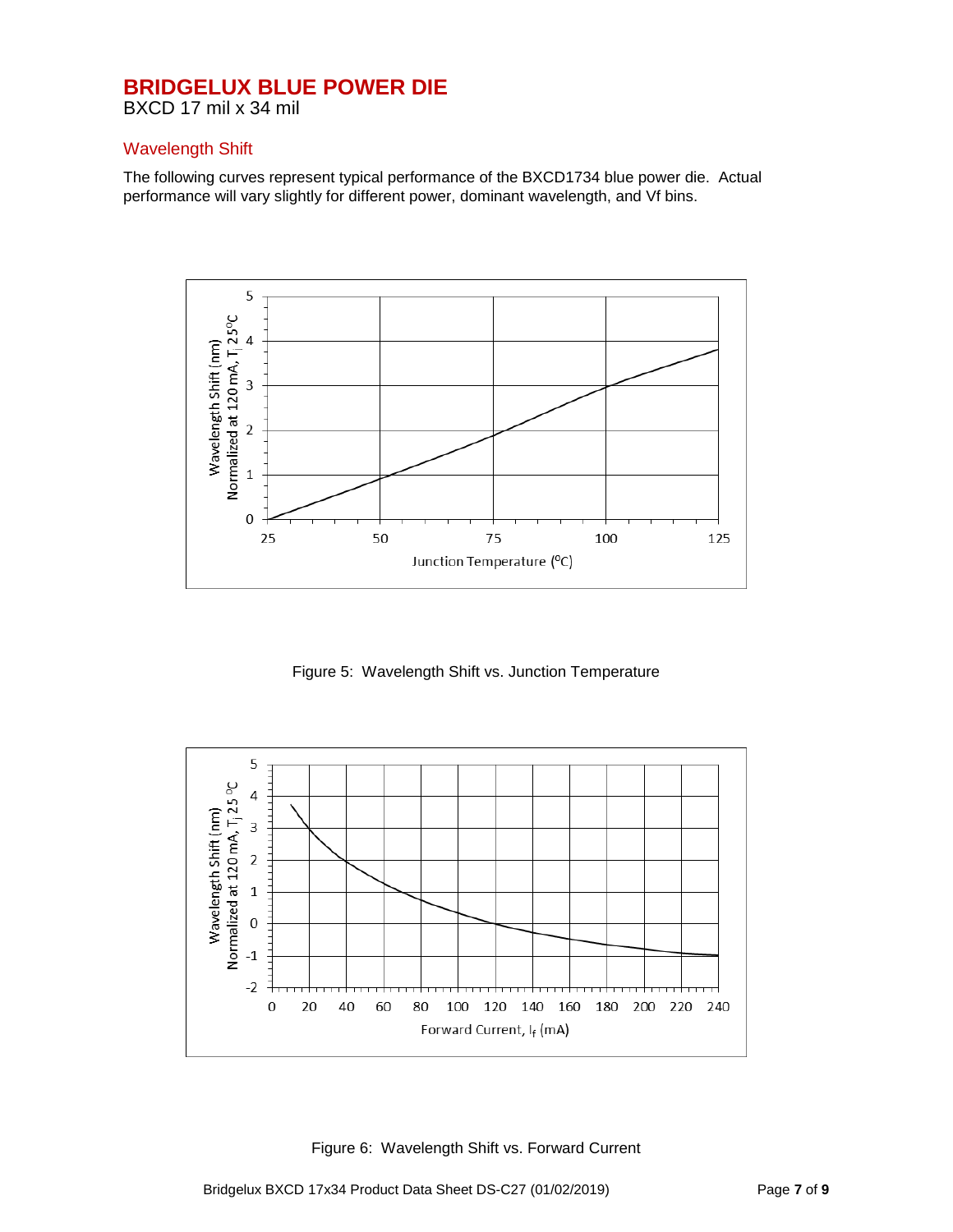# BRIDGELUX BLUE POWER DIE

BXCD 17 mil x 34 mil

## Wavelength Shift

The following curves represent typical performance of the BXCD1734 blue power die. Actual performance will vary slightly for different power, dominant wavelength, and Vf bins.

Figure 5: Wavelength Shift vs. Junction Temperature

Figure 6: Wavelength Shift vs. Forward Current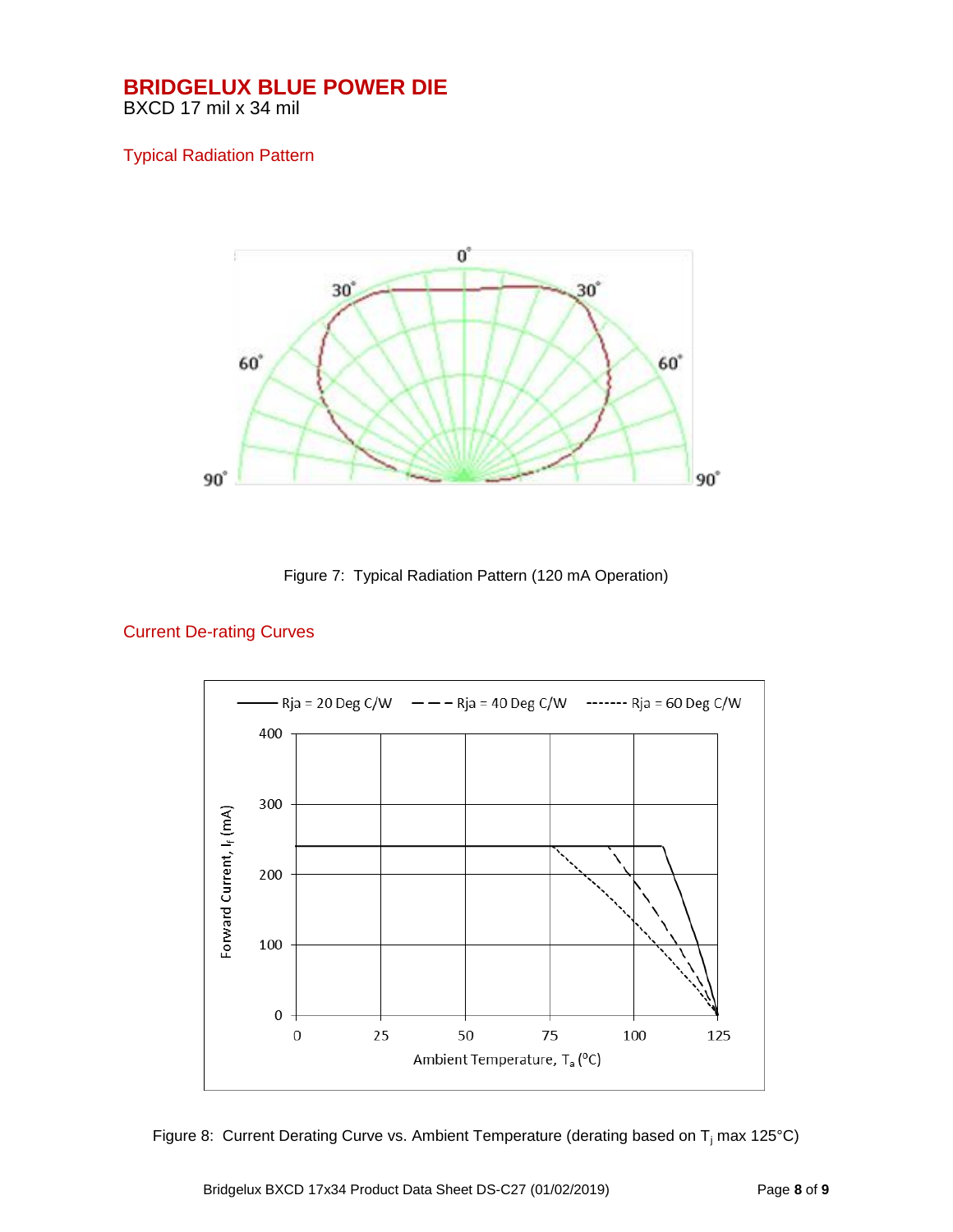# BRIDGELUX BLUE POWER DIE

BXCD 17 mil x 34 mil

## Typical Radiation Pattern

Figure 7: Typical Radiation Pattern (120 mA Operation)

## Current De-rating Curves

Figure 8: Current Derating Curve vs. Ambient Temperature (derating based on $T_j$ max 125°C)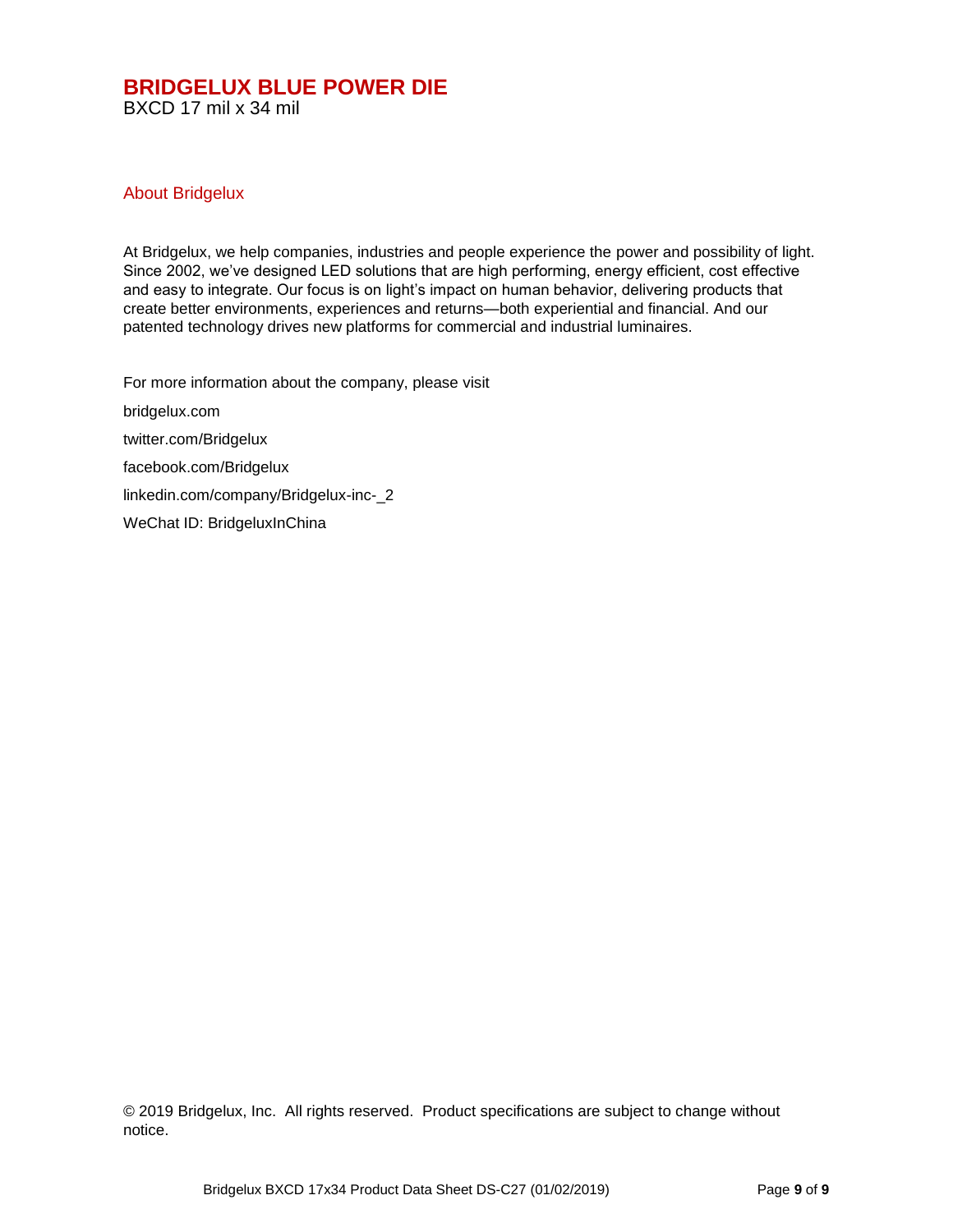## About Bridgelux

At Bridgelux, we help companies, industries and people experience the power and possibility of light. Since 2002, we've designed LED solutions that are high performing, energy efficient, cost effective and easy to integrate. Our focus is on light's impact on human behavior, delivering products that create better environments, experiences and returns—both experiential and financial. And our patented technology drives new platforms for commercial and industrial luminaires.

For more information about the company, please visit

bridgelux.com

twitter.com/Bridgelux

facebook.com/Bridgelux

linkedin.com/company/Bridgelux-inc-_2

WeChat ID: BridgeluxInChina

© 2019 Bridgelux, Inc. All rights reserved. Product specifications are subject to change without notice.